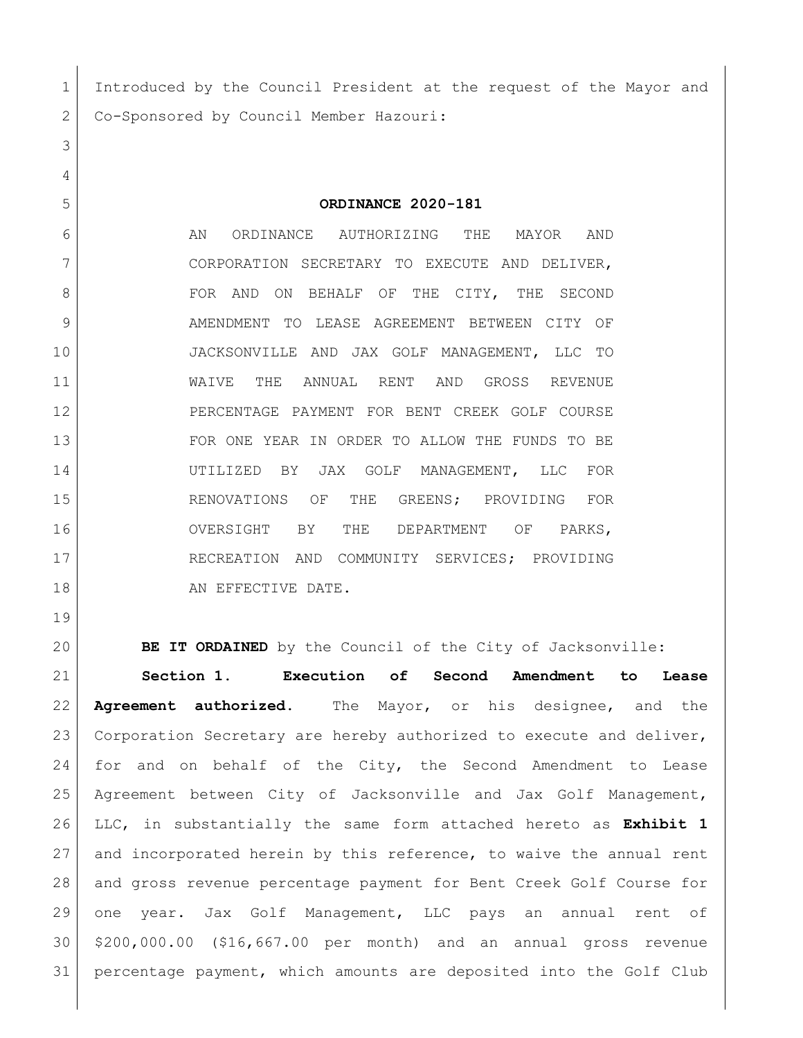Introduced by the Council President at the request of the Mayor and Co-Sponsored by Council Member Hazouri:

**ORDINANCE 2020-181**

AN ORDINANCE AUTHORIZING THE MAYOR AND CORPORATION SECRETARY TO EXECUTE AND DELIVER, FOR AND ON BEHALF OF THE CITY, THE SECOND AMENDMENT TO LEASE AGREEMENT BETWEEN CITY OF JACKSONVILLE AND JAX GOLF MANAGEMENT, LLC TO WAIVE THE ANNUAL RENT AND GROSS REVENUE PERCENTAGE PAYMENT FOR BENT CREEK GOLF COURSE FOR ONE YEAR IN ORDER TO ALLOW THE FUNDS TO BE UTILIZED BY JAX GOLF MANAGEMENT, LLC FOR RENOVATIONS OF THE GREENS; PROVIDING FOR OVERSIGHT BY THE DEPARTMENT OF PARKS, RECREATION AND COMMUNITY SERVICES; PROVIDING AN EFFECTIVE DATE.

**BE IT ORDAINED** by the Council of the City of Jacksonville:

**Section 1. Execution of Second Amendment to Lease Agreement authorized.** The Mayor, or his designee, and the Corporation Secretary are hereby authorized to execute and deliver, for and on behalf of the City, the Second Amendment to Lease Agreement between City of Jacksonville and Jax Golf Management, LLC, in substantially the same form attached hereto as **Exhibit 1** and incorporated herein by this reference, to waive the annual rent and gross revenue percentage payment for Bent Creek Golf Course for one year. Jax Golf Management, LLC pays an annual rent of $200,000.00 ($16,667.00 per month) and an annual gross revenue percentage payment, which amounts are deposited into the Golf Club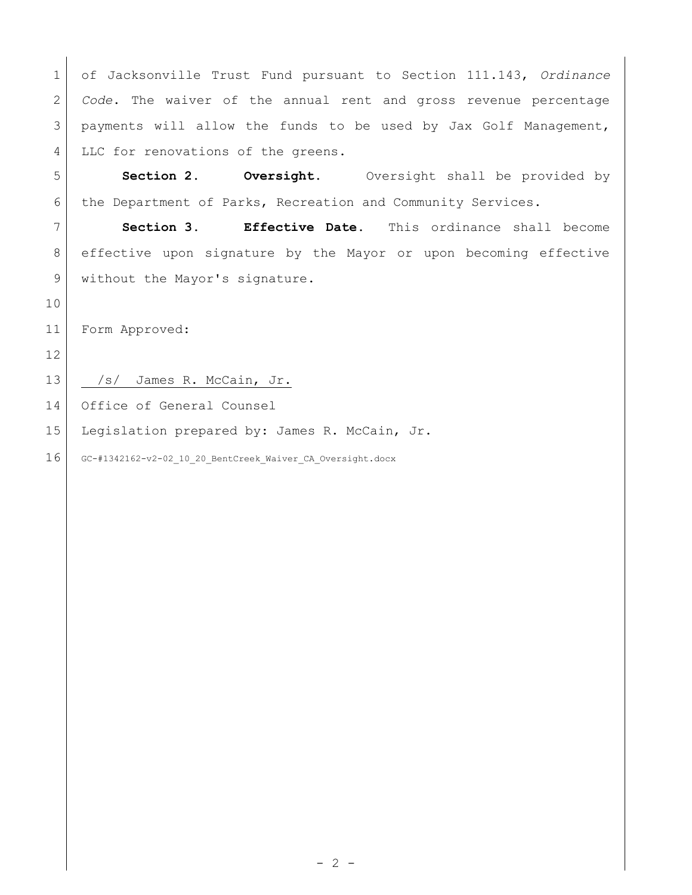of Jacksonville Trust Fund pursuant to Section 111.143, *Ordinance Code*. The waiver of the annual rent and gross revenue percentage payments will allow the funds to be used by Jax Golf Management, LLC for renovations of the greens.

**Section 2. Oversight.** Oversight shall be provided by the Department of Parks, Recreation and Community Services.

**Section 3. Effective Date.** This ordinance shall become effective upon signature by the Mayor or upon becoming effective without the Mayor's signature.

Form Approved:

/s/ James R. McCain, Jr.

Office of General Counsel

Legislation prepared by: James R. McCain, Jr.

GC-#1342162-v2-02_10_20_BentCreek_Waiver_CA_Oversight.docx